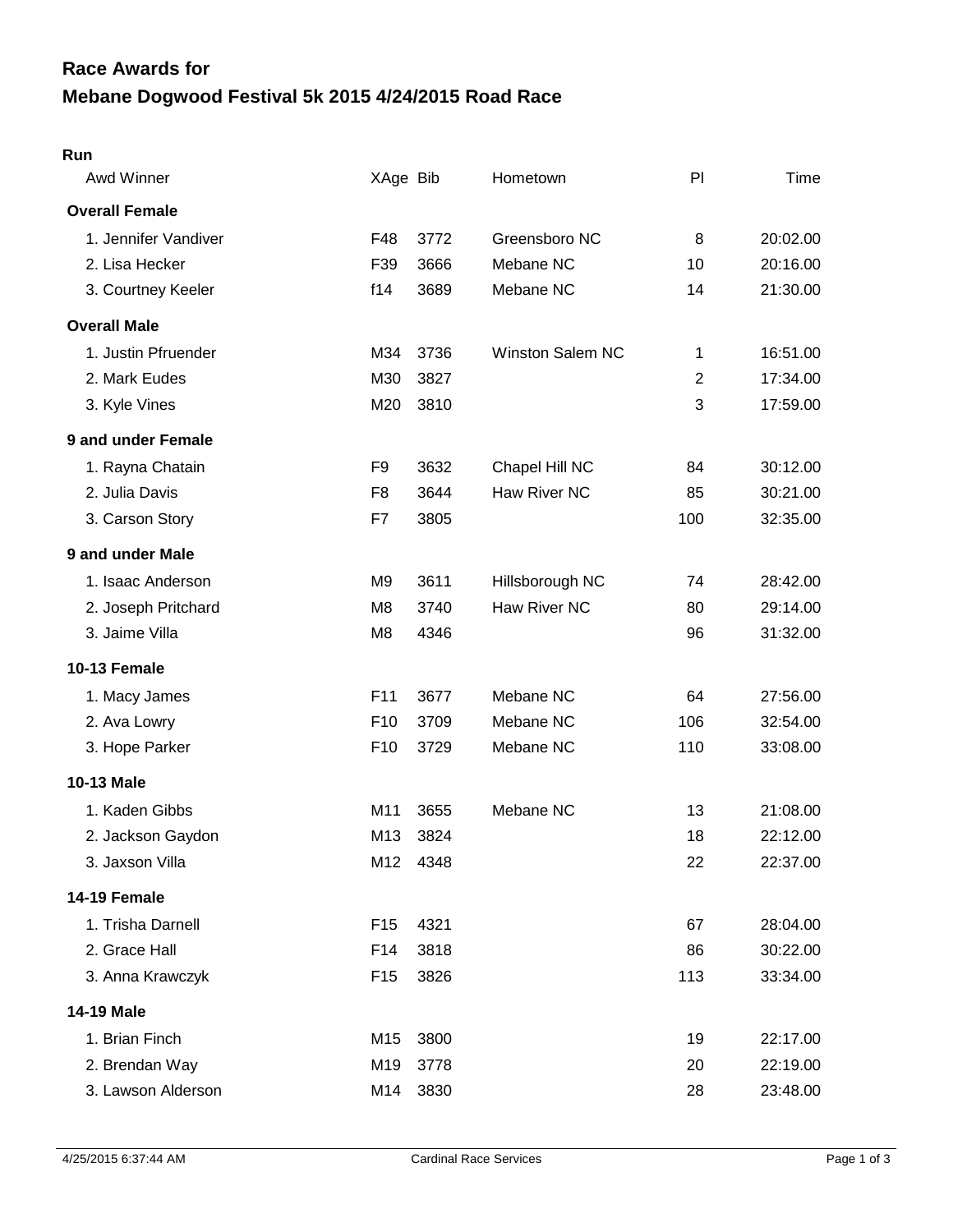# Race Awards for
# Mebane Dogwood Festival 5k 2015 4/24/2015 Road Race

**Run**

| Awd Winner | XAge | Bib | Hometown | Pl | Time |
|---|---|---|---|---|---|
| **Overall Female** | | | | | |
| 1. Jennifer Vandiver | F48 | 3772 | Greensboro NC | 8 | 20:02.00 |
| 2. Lisa Hecker | F39 | 3666 | Mebane NC | 10 | 20:16.00 |
| 3. Courtney Keeler | f14 | 3689 | Mebane NC | 14 | 21:30.00 |
| **Overall Male** | | | | | |
| 1. Justin Pfruender | M34 | 3736 | Winston Salem NC | 1 | 16:51.00 |
| 2. Mark Eudes | M30 | 3827 | | 2 | 17:34.00 |
| 3. Kyle Vines | M20 | 3810 | | 3 | 17:59.00 |
| **9 and under Female** | | | | | |
| 1. Rayna Chatain | F9 | 3632 | Chapel Hill NC | 84 | 30:12.00 |
| 2. Julia Davis | F8 | 3644 | Haw River NC | 85 | 30:21.00 |
| 3. Carson Story | F7 | 3805 | | 100 | 32:35.00 |
| **9 and under Male** | | | | | |
| 1. Isaac Anderson | M9 | 3611 | Hillsborough NC | 74 | 28:42.00 |
| 2. Joseph Pritchard | M8 | 3740 | Haw River NC | 80 | 29:14.00 |
| 3. Jaime Villa | M8 | 4346 | | 96 | 31:32.00 |
| **10-13 Female** | | | | | |
| 1. Macy James | F11 | 3677 | Mebane NC | 64 | 27:56.00 |
| 2. Ava Lowry | F10 | 3709 | Mebane NC | 106 | 32:54.00 |
| 3. Hope Parker | F10 | 3729 | Mebane NC | 110 | 33:08.00 |
| **10-13 Male** | | | | | |
| 1. Kaden Gibbs | M11 | 3655 | Mebane NC | 13 | 21:08.00 |
| 2. Jackson Gaydon | M13 | 3824 | | 18 | 22:12.00 |
| 3. Jaxson Villa | M12 | 4348 | | 22 | 22:37.00 |
| **14-19 Female** | | | | | |
| 1. Trisha Darnell | F15 | 4321 | | 67 | 28:04.00 |
| 2. Grace Hall | F14 | 3818 | | 86 | 30:22.00 |
| 3. Anna Krawczyk | F15 | 3826 | | 113 | 33:34.00 |
| **14-19 Male** | | | | | |
| 1. Brian Finch | M15 | 3800 | | 19 | 22:17.00 |
| 2. Brendan Way | M19 | 3778 | | 20 | 22:19.00 |
| 3. Lawson Alderson | M14 | 3830 | | 28 | 23:48.00 |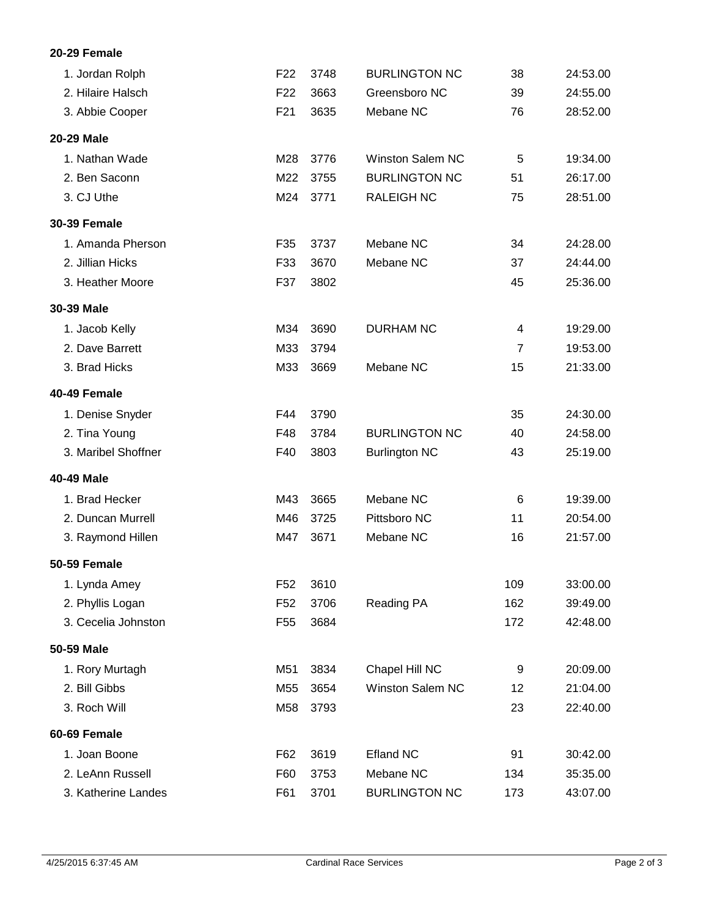**20-29 Female**

| | | | | | |
|---|---|---|---|---|---|
| 1. Jordan Rolph | F22 | 3748 | BURLINGTON NC | 38 | 24:53.00 |
| 2. Hilaire Halsch | F22 | 3663 | Greensboro NC | 39 | 24:55.00 |
| 3. Abbie Cooper | F21 | 3635 | Mebane NC | 76 | 28:52.00 |

**20-29 Male**

| | | | | | |
|---|---|---|---|---|---|
| 1. Nathan Wade | M28 | 3776 | Winston Salem NC | 5 | 19:34.00 |
| 2. Ben Saconn | M22 | 3755 | BURLINGTON NC | 51 | 26:17.00 |
| 3. CJ Uthe | M24 | 3771 | RALEIGH NC | 75 | 28:51.00 |

**30-39 Female**

| | | | | | |
|---|---|---|---|---|---|
| 1. Amanda Pherson | F35 | 3737 | Mebane NC | 34 | 24:28.00 |
| 2. Jillian Hicks | F33 | 3670 | Mebane NC | 37 | 24:44.00 |
| 3. Heather Moore | F37 | 3802 | | 45 | 25:36.00 |

**30-39 Male**

| | | | | | |
|---|---|---|---|---|---|
| 1. Jacob Kelly | M34 | 3690 | DURHAM NC | 4 | 19:29.00 |
| 2. Dave Barrett | M33 | 3794 | | 7 | 19:53.00 |
| 3. Brad Hicks | M33 | 3669 | Mebane NC | 15 | 21:33.00 |

**40-49 Female**

| | | | | | |
|---|---|---|---|---|---|
| 1. Denise Snyder | F44 | 3790 | | 35 | 24:30.00 |
| 2. Tina Young | F48 | 3784 | BURLINGTON NC | 40 | 24:58.00 |
| 3. Maribel Shoffner | F40 | 3803 | Burlington NC | 43 | 25:19.00 |

**40-49 Male**

| | | | | | |
|---|---|---|---|---|---|
| 1. Brad Hecker | M43 | 3665 | Mebane NC | 6 | 19:39.00 |
| 2. Duncan Murrell | M46 | 3725 | Pittsboro NC | 11 | 20:54.00 |
| 3. Raymond Hillen | M47 | 3671 | Mebane NC | 16 | 21:57.00 |

**50-59 Female**

| | | | | | |
|---|---|---|---|---|---|
| 1. Lynda Amey | F52 | 3610 | | 109 | 33:00.00 |
| 2. Phyllis Logan | F52 | 3706 | Reading PA | 162 | 39:49.00 |
| 3. Cecelia Johnston | F55 | 3684 | | 172 | 42:48.00 |

**50-59 Male**

| | | | | | |
|---|---|---|---|---|---|
| 1. Rory Murtagh | M51 | 3834 | Chapel Hill NC | 9 | 20:09.00 |
| 2. Bill Gibbs | M55 | 3654 | Winston Salem NC | 12 | 21:04.00 |
| 3. Roch Will | M58 | 3793 | | 23 | 22:40.00 |

**60-69 Female**

| | | | | | |
|---|---|---|---|---|---|
| 1. Joan Boone | F62 | 3619 | Efland NC | 91 | 30:42.00 |
| 2. LeAnn Russell | F60 | 3753 | Mebane NC | 134 | 35:35.00 |
| 3. Katherine Landes | F61 | 3701 | BURLINGTON NC | 173 | 43:07.00 |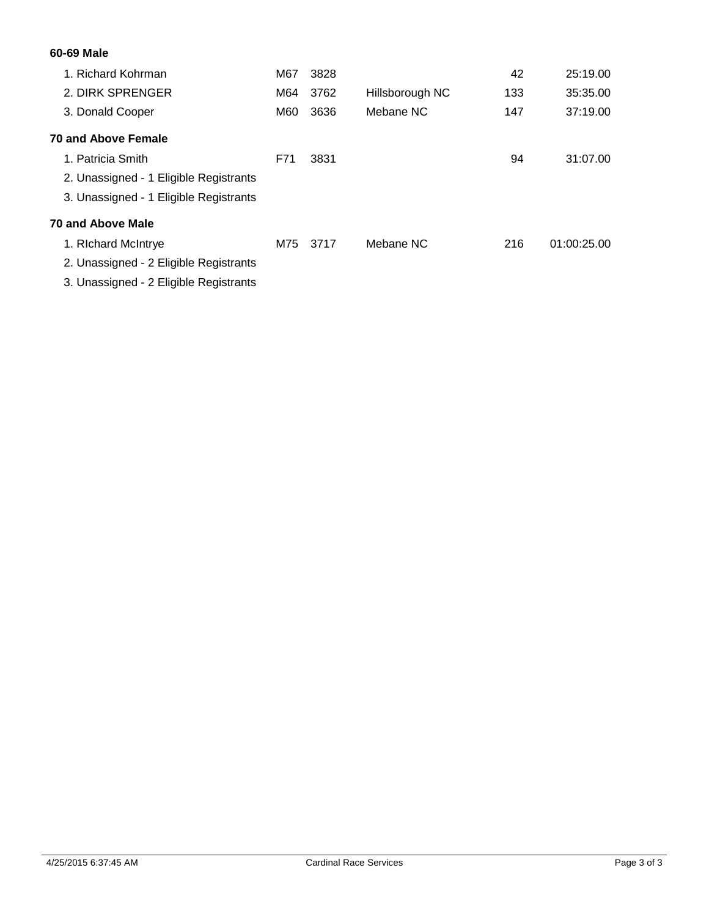### 60-69 Male

| | | | | | |
|---|---|---|---|---|---|
| 1. Richard Kohrman | M67 | 3828 | | 42 | 25:19.00 |
| 2. DIRK SPRENGER | M64 | 3762 | Hillsborough NC | 133 | 35:35.00 |
| 3. Donald Cooper | M60 | 3636 | Mebane NC | 147 | 37:19.00 |

### 70 and Above Female

| | | | | | |
|---|---|---|---|---|---|
| 1. Patricia Smith | F71 | 3831 | | 94 | 31:07.00 |
| 2. Unassigned - 1 Eligible Registrants | | | | | |
| 3. Unassigned - 1 Eligible Registrants | | | | | |

### 70 and Above Male

| | | | | | |
|---|---|---|---|---|---|
| 1. RIchard McIntrye | M75 | 3717 | Mebane NC | 216 | 01:00:25.00 |
| 2. Unassigned - 2 Eligible Registrants | | | | | |
| 3. Unassigned - 2 Eligible Registrants | | | | | |